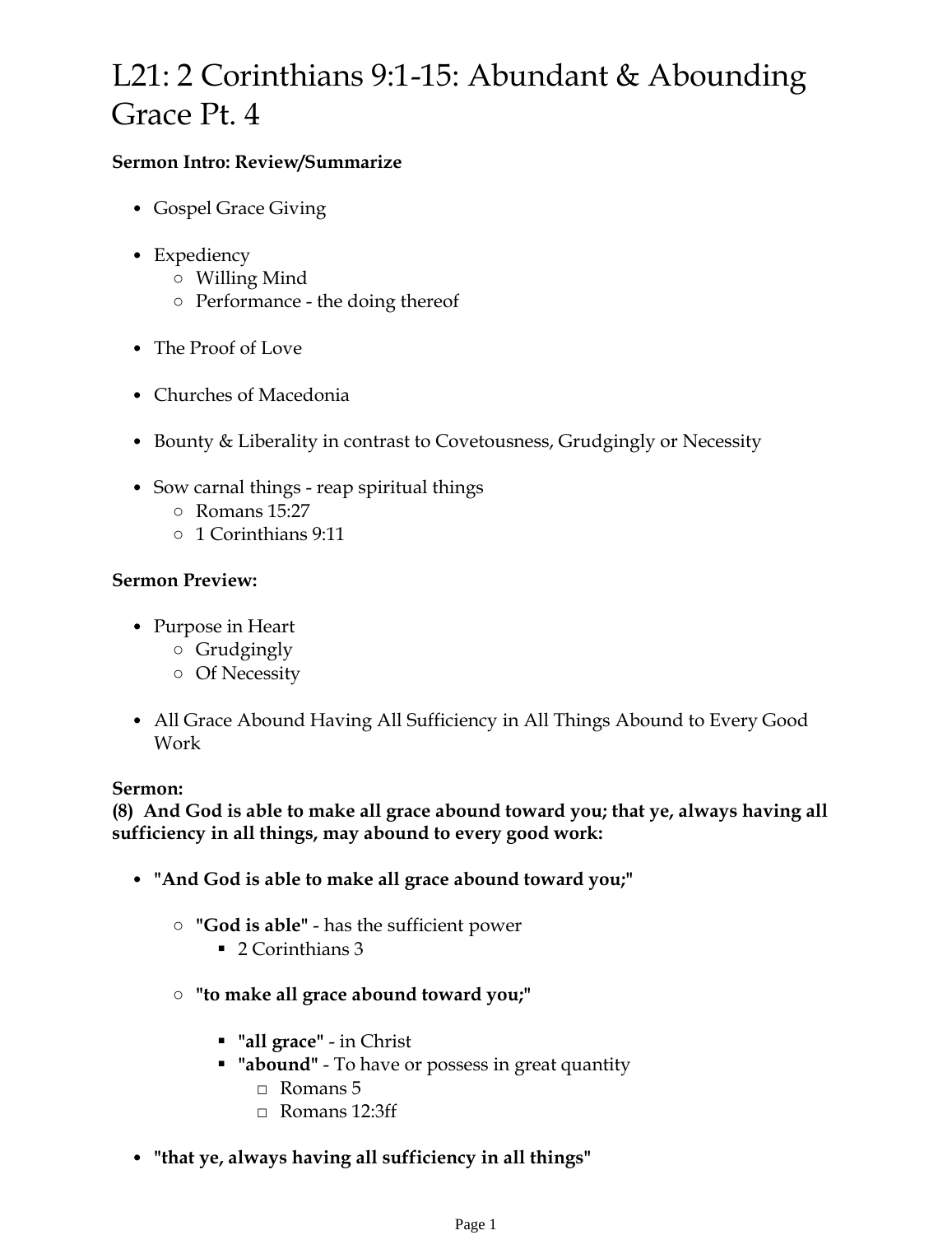# L21: 2 Corinthians 9:1-15: Abundant & Abounding Grace Pt. 4

**Sermon Intro: Review/Summarize**

- Gospel Grace Giving

- Expediency
  - Willing Mind
  - Performance - the doing thereof

- The Proof of Love

- Churches of Macedonia

- Bounty & Liberality in contrast to Covetousness, Grudgingly or Necessity

- Sow carnal things - reap spiritual things
  - Romans 15:27
  - 1 Corinthians 9:11

**Sermon Preview:**

- Purpose in Heart
  - Grudgingly
  - Of Necessity

- All Grace Abound Having All Sufficiency in All Things Abound to Every Good Work

**Sermon:**
**(8) And God is able to make all grace abound toward you; that ye, always having all sufficiency in all things, may abound to every good work:**

- **"And God is able to make all grace abound toward you;"**

  - **"God is able"** - has the sufficient power
    - 2 Corinthians 3

  - **"to make all grace abound toward you;"**

    - **"all grace"** - in Christ
    - **"abound"** - To have or possess in great quantity
      - Romans 5
      - Romans 12:3ff

- **"that ye, always having all sufficiency in all things"**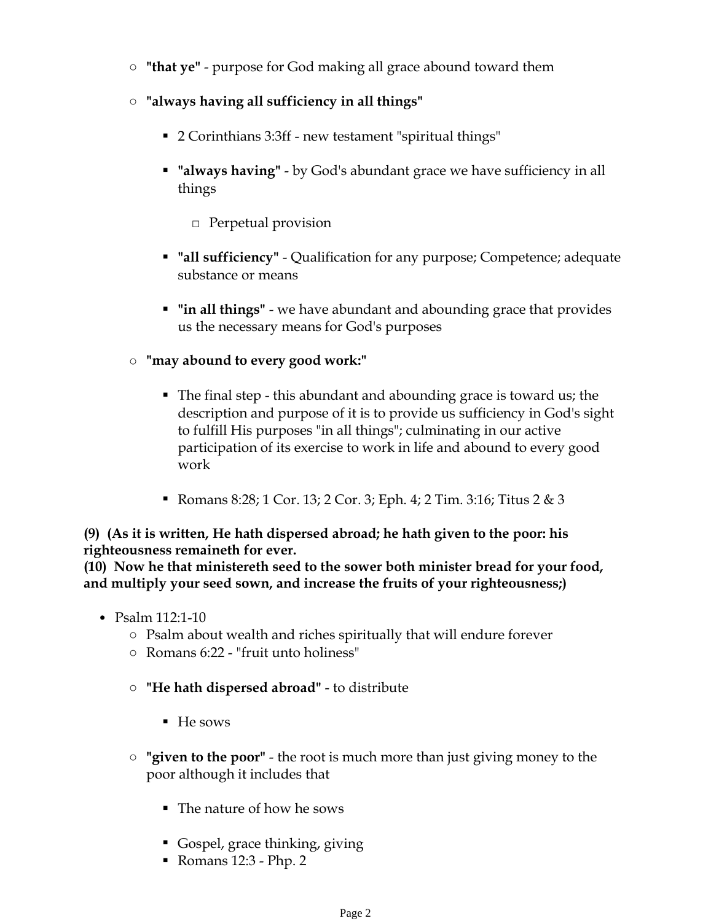- **"that ye"** - purpose for God making all grace abound toward them
    - **"always having all sufficiency in all things"**
        - 2 Corinthians 3:3ff - new testament "spiritual things"
        - **"always having"** - by God's abundant grace we have sufficiency in all things
            - Perpetual provision
        - **"all sufficiency"** - Qualification for any purpose; Competence; adequate substance or means
        - **"in all things"** - we have abundant and abounding grace that provides us the necessary means for God's purposes
    - **"may abound to every good work:"**
        - The final step - this abundant and abounding grace is toward us; the description and purpose of it is to provide us sufficiency in God's sight to fulfill His purposes "in all things"; culminating in our active participation of its exercise to work in life and abound to every good work
        - Romans 8:28; 1 Cor. 13; 2 Cor. 3; Eph. 4; 2 Tim. 3:16; Titus 2 & 3

**(9) (As it is written, He hath dispersed abroad; he hath given to the poor: his righteousness remaineth for ever.**
**(10) Now he that ministereth seed to the sower both minister bread for your food, and multiply your seed sown, and increase the fruits of your righteousness;)**

- Psalm 112:1-10
    - Psalm about wealth and riches spiritually that will endure forever
    - Romans 6:22 - "fruit unto holiness"
    - **"He hath dispersed abroad"** - to distribute
        - He sows
    - **"given to the poor"** - the root is much more than just giving money to the poor although it includes that
        - The nature of how he sows
        - Gospel, grace thinking, giving
        - Romans 12:3 - Php. 2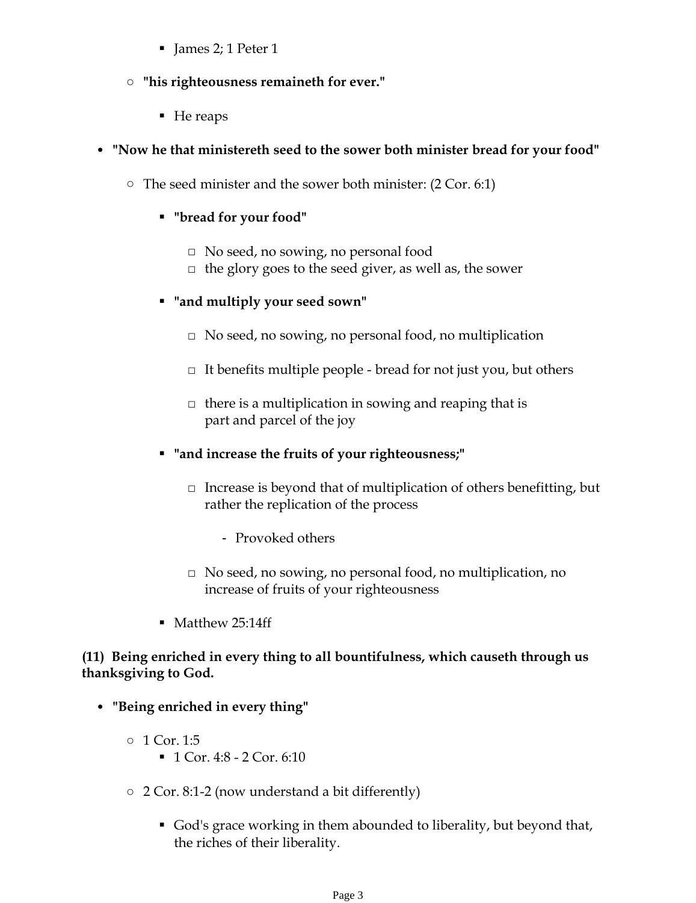- James 2; 1 Peter 1

    - **"his righteousness remaineth for ever."**

        - He reaps

- **"Now he that ministereth seed to the sower both minister bread for your food"**

    - The seed minister and the sower both minister: (2 Cor. 6:1)

        - **"bread for your food"**

            - No seed, no sowing, no personal food
            - the glory goes to the seed giver, as well as, the sower

        - **"and multiply your seed sown"**

            - No seed, no sowing, no personal food, no multiplication

            - It benefits multiple people - bread for not just you, but others

            - there is a multiplication in sowing and reaping that is part and parcel of the joy

        - **"and increase the fruits of your righteousness;"**

            - Increase is beyond that of multiplication of others benefitting, but rather the replication of the process

                - Provoked others

            - No seed, no sowing, no personal food, no multiplication, no increase of fruits of your righteousness

        - Matthew 25:14ff

**(11) Being enriched in every thing to all bountifulness, which causeth through us thanksgiving to God.**

- **"Being enriched in every thing"**

    - 1 Cor. 1:5
        - 1 Cor. 4:8 - 2 Cor. 6:10

    - 2 Cor. 8:1-2 (now understand a bit differently)

        - God's grace working in them abounded to liberality, but beyond that, the riches of their liberality.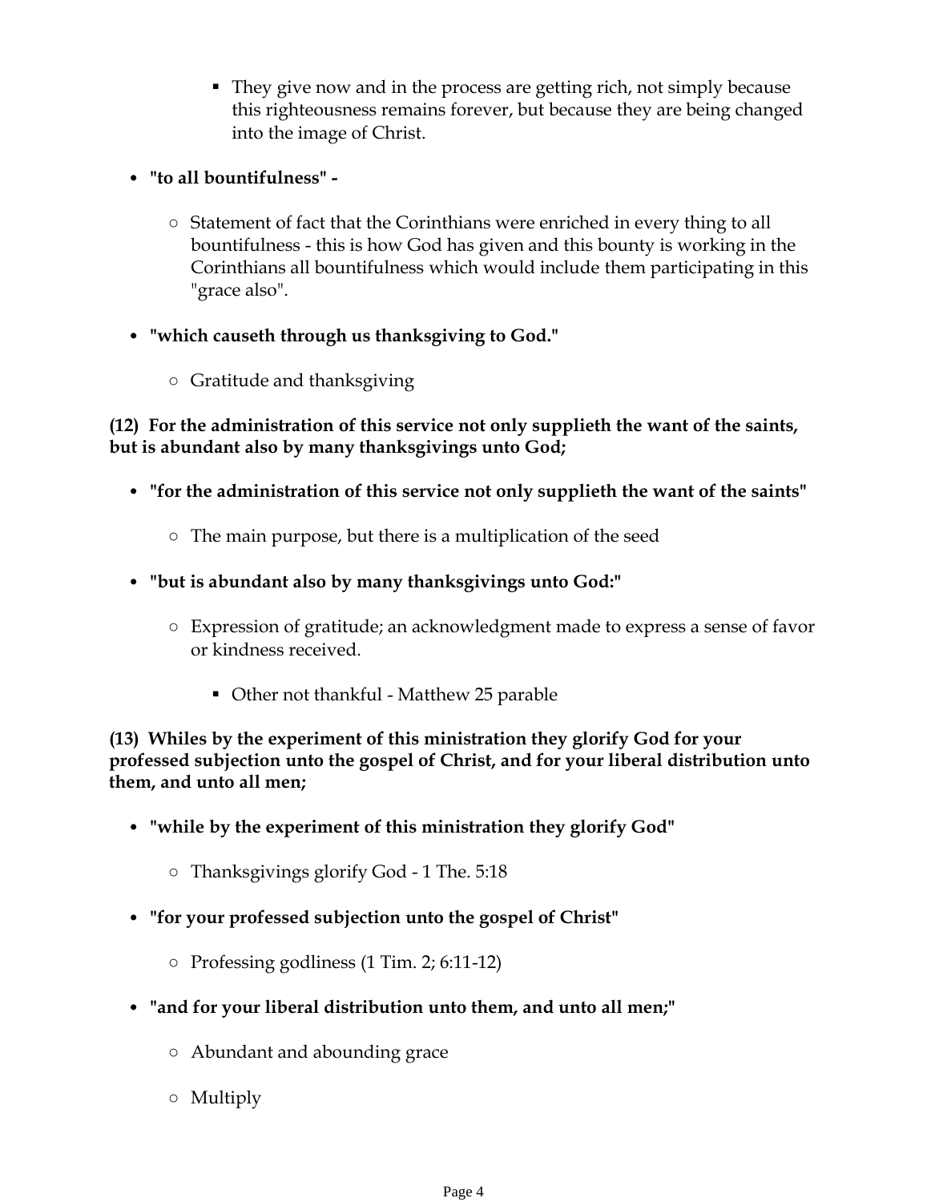- They give now and in the process are getting rich, not simply because this righteousness remains forever, but because they are being changed into the image of Christ.

- **"to all bountifulness" -**
    - Statement of fact that the Corinthians were enriched in every thing to all bountifulness - this is how God has given and this bounty is working in the Corinthians all bountifulness which would include them participating in this "grace also".
- **"which causeth through us thanksgiving to God."**
    - Gratitude and thanksgiving

**(12) For the administration of this service not only supplieth the want of the saints, but is abundant also by many thanksgivings unto God;**

- **"for the administration of this service not only supplieth the want of the saints"**
    - The main purpose, but there is a multiplication of the seed
- **"but is abundant also by many thanksgivings unto God:"**
    - Expression of gratitude; an acknowledgment made to express a sense of favor or kindness received.
        - Other not thankful - Matthew 25 parable

**(13) Whiles by the experiment of this ministration they glorify God for your professed subjection unto the gospel of Christ, and for your liberal distribution unto them, and unto all men;**

- **"while by the experiment of this ministration they glorify God"**
    - Thanksgivings glorify God - 1 The. 5:18
- **"for your professed subjection unto the gospel of Christ"**
    - Professing godliness (1 Tim. 2; 6:11-12)
- **"and for your liberal distribution unto them, and unto all men;"**
    - Abundant and abounding grace
    - Multiply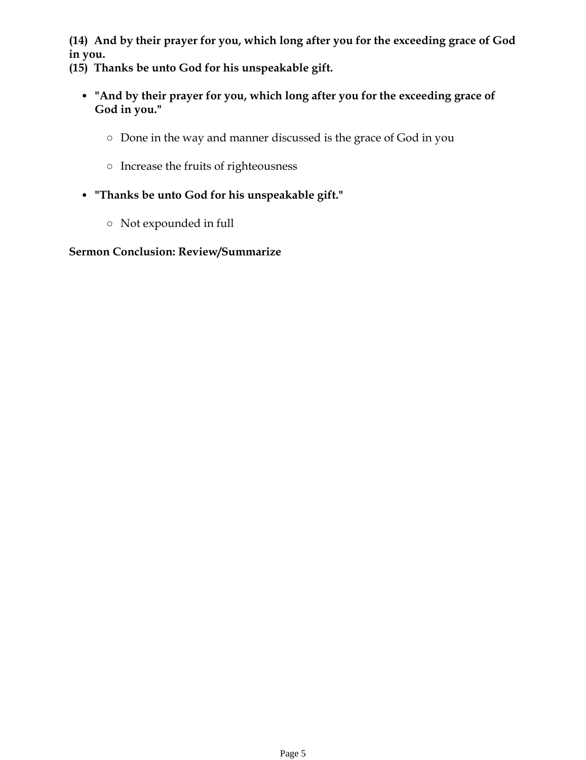**(14) And by their prayer for you, which long after you for the exceeding grace of God in you.**
**(15) Thanks be unto God for his unspeakable gift.**

- **"And by their prayer for you, which long after you for the exceeding grace of God in you."**
  - Done in the way and manner discussed is the grace of God in you
  - Increase the fruits of righteousness
- **"Thanks be unto God for his unspeakable gift."**
  - Not expounded in full

**Sermon Conclusion: Review/Summarize**